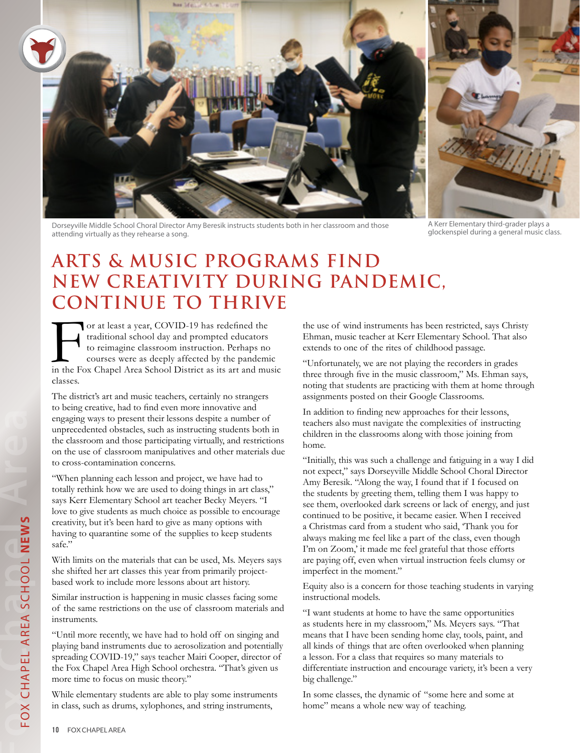Dorseyville Middle School Choral Director Amy Beresik instructs students both in her classroom and those attending virtually as they rehearse a song.

A Kerr Elementary third-grader plays a glockenspiel during a general music class.

# ARTS & MUSIC PROGRAMS FIND NEW CREATIVITY DURING PANDEMIC, CONTINUE TO THRIVE

For at least a year, COVID-19 has redefined the traditional school day and prompted educators to reimagine classroom instruction. Perhaps no courses were as deeply affected by the pandemic in the Fox Chapel Area School District as its art and music classes.

The district's art and music teachers, certainly no strangers to being creative, had to find even more innovative and engaging ways to present their lessons despite a number of unprecedented obstacles, such as instructing students both in the classroom and those participating virtually, and restrictions on the use of classroom manipulatives and other materials due to cross-contamination concerns.

"When planning each lesson and project, we have had to totally rethink how we are used to doing things in art class," says Kerr Elementary School art teacher Becky Meyers. "I love to give students as much choice as possible to encourage creativity, but it's been hard to give as many options with having to quarantine some of the supplies to keep students safe."

With limits on the materials that can be used, Ms. Meyers says she shifted her art classes this year from primarily project-based work to include more lessons about art history.

Similar instruction is happening in music classes facing some of the same restrictions on the use of classroom materials and instruments.

"Until more recently, we have had to hold off on singing and playing band instruments due to aerosolization and potentially spreading COVID-19," says teacher Mairi Cooper, director of the Fox Chapel Area High School orchestra. "That's given us more time to focus on music theory."

While elementary students are able to play some instruments in class, such as drums, xylophones, and string instruments, the use of wind instruments has been restricted, says Christy Ehman, music teacher at Kerr Elementary School. That also extends to one of the rites of childhood passage.

"Unfortunately, we are not playing the recorders in grades three through five in the music classroom," Ms. Ehman says, noting that students are practicing with them at home through assignments posted on their Google Classrooms.

In addition to finding new approaches for their lessons, teachers also must navigate the complexities of instructing children in the classrooms along with those joining from home.

"Initially, this was such a challenge and fatiguing in a way I did not expect," says Dorseyville Middle School Choral Director Amy Beresik. "Along the way, I found that if I focused on the students by greeting them, telling them I was happy to see them, overlooked dark screens or lack of energy, and just continued to be positive, it became easier. When I received a Christmas card from a student who said, 'Thank you for always making me feel like a part of the class, even though I'm on Zoom,' it made me feel grateful that those efforts are paying off, even when virtual instruction feels clumsy or imperfect in the moment."

Equity also is a concern for those teaching students in varying instructional models.

"I want students at home to have the same opportunities as students here in my classroom," Ms. Meyers says. "That means that I have been sending home clay, tools, paint, and all kinds of things that are often overlooked when planning a lesson. For a class that requires so many materials to differentiate instruction and encourage variety, it's been a very big challenge."

In some classes, the dynamic of "some here and some at home" means a whole new way of teaching.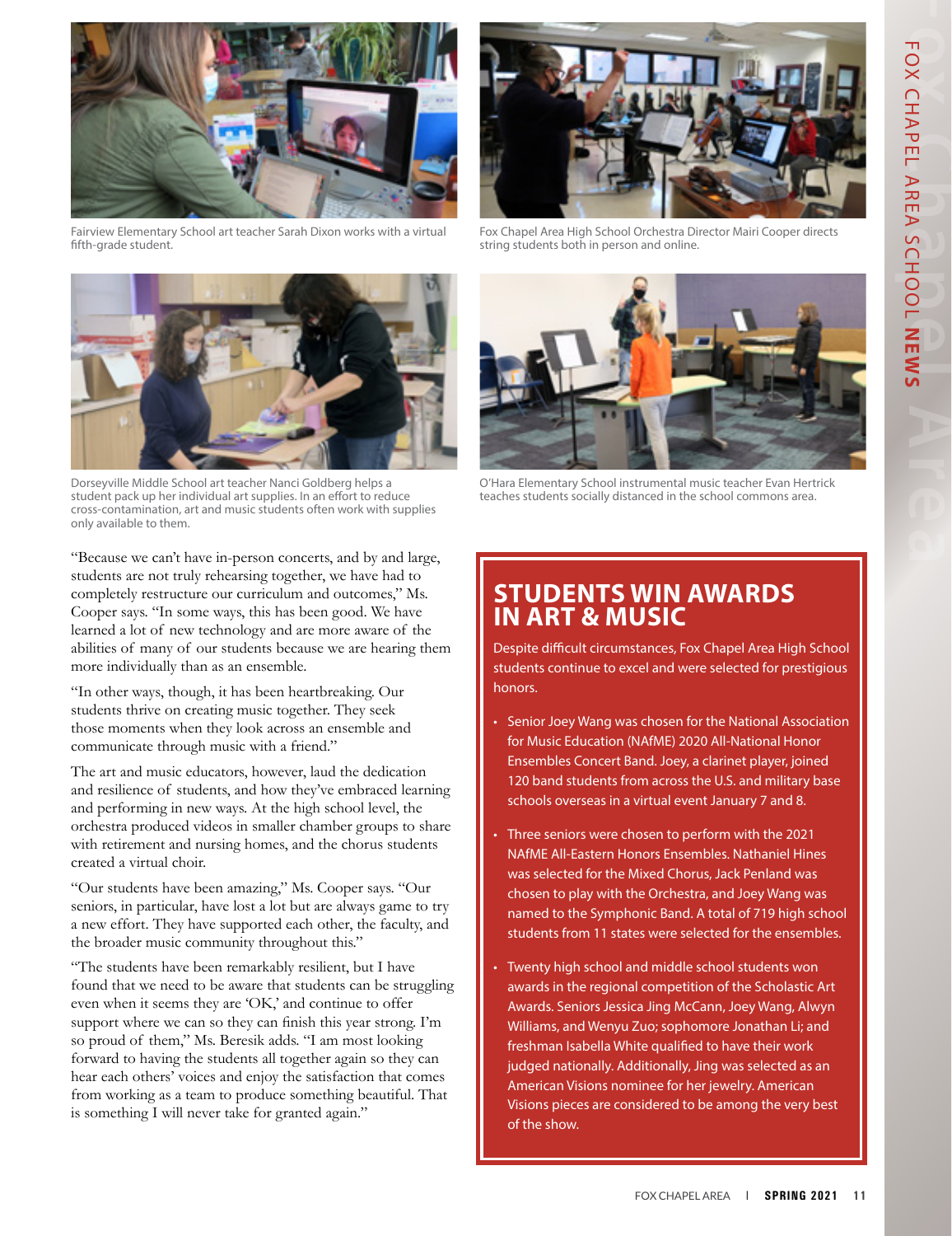Fairview Elementary School art teacher Sarah Dixon works with a virtual fifth-grade student.

Fox Chapel Area High School Orchestra Director Mairi Cooper directs string students both in person and online.

Dorseyville Middle School art teacher Nanci Goldberg helps a student pack up her individual art supplies. In an effort to reduce cross-contamination, art and music students often work with supplies only available to them.

O'Hara Elementary School instrumental music teacher Evan Hertrick teaches students socially distanced in the school commons area.

"Because we can't have in-person concerts, and by and large, students are not truly rehearsing together, we have had to completely restructure our curriculum and outcomes," Ms. Cooper says. "In some ways, this has been good. We have learned a lot of new technology and are more aware of the abilities of many of our students because we are hearing them more individually than as an ensemble.

"In other ways, though, it has been heartbreaking. Our students thrive on creating music together. They seek those moments when they look across an ensemble and communicate through music with a friend."

The art and music educators, however, laud the dedication and resilience of students, and how they've embraced learning and performing in new ways. At the high school level, the orchestra produced videos in smaller chamber groups to share with retirement and nursing homes, and the chorus students created a virtual choir.

"Our students have been amazing," Ms. Cooper says. "Our seniors, in particular, have lost a lot but are always game to try a new effort. They have supported each other, the faculty, and the broader music community throughout this."

"The students have been remarkably resilient, but I have found that we need to be aware that students can be struggling even when it seems they are 'OK,' and continue to offer support where we can so they can finish this year strong. I'm so proud of them," Ms. Beresik adds. "I am most looking forward to having the students all together again so they can hear each others' voices and enjoy the satisfaction that comes from working as a team to produce something beautiful. That is something I will never take for granted again."

## STUDENTS WIN AWARDS IN ART & MUSIC

Despite difficult circumstances, Fox Chapel Area High School students continue to excel and were selected for prestigious honors.

- Senior Joey Wang was chosen for the National Association for Music Education (NAfME) 2020 All-National Honor Ensembles Concert Band. Joey, a clarinet player, joined 120 band students from across the U.S. and military base schools overseas in a virtual event January 7 and 8.
- Three seniors were chosen to perform with the 2021 NAfME All-Eastern Honors Ensembles. Nathaniel Hines was selected for the Mixed Chorus, Jack Penland was chosen to play with the Orchestra, and Joey Wang was named to the Symphonic Band. A total of 719 high school students from 11 states were selected for the ensembles.
- Twenty high school and middle school students won awards in the regional competition of the Scholastic Art Awards. Seniors Jessica Jing McCann, Joey Wang, Alwyn Williams, and Wenyu Zuo; sophomore Jonathan Li; and freshman Isabella White qualified to have their work judged nationally. Additionally, Jing was selected as an American Visions nominee for her jewelry. American Visions pieces are considered to be among the very best of the show.